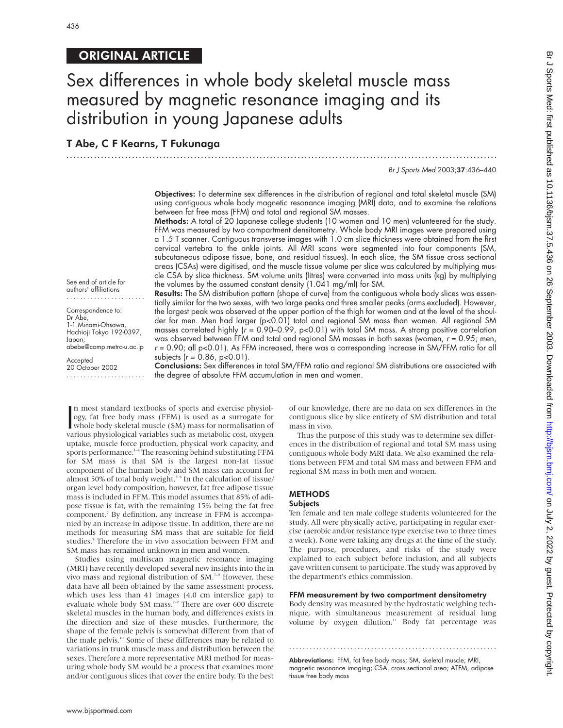ORIGINAL ARTICLE

# Sex differences in whole body skeletal muscle mass measured by magnetic resonance imaging and its distribution in young Japanese adults

**T Abe, C F Kearns, T Fukunaga**

**Objectives:** To determine sex differences in the distribution of regional and total skeletal muscle (SM) using contiguous whole body magnetic resonance imaging (MRI) data, and to examine the relations between fat free mass (FFM) and total and regional SM masses.

**Methods:** A total of 20 Japanese college students (10 women and 10 men) volunteered for the study. FFM was measured by two compartment densitometry. Whole body MRI images were prepared using a 1.5 T scanner. Contiguous transverse images with 1.0 cm slice thickness were obtained from the first cervical vertebra to the ankle joints. All MRI scans were segmented into four components (SM, subcutaneous adipose tissue, bone, and residual tissues). In each slice, the SM tissue cross sectional areas (CSAs) were digitised, and the muscle tissue volume per slice was calculated by multiplying muscle CSA by slice thickness. SM volume units (litres) were converted into mass units (kg) by multiplying the volumes by the assumed constant density (1.041 mg/ml) for SM.

**Results:** The SM distribution pattern (shape of curve) from the contiguous whole body slices was essentially similar for the two sexes, with two large peaks and three smaller peaks (arms excluded). However, the largest peak was observed at the upper portion of the thigh for women and at the level of the shoulder for men. Men had larger ($p<0.01$) total and regional SM mass than women. All regional SM masses correlated highly ($r = 0.90–0.99$, $p<0.01$) with total SM mass. A strong positive correlation was observed between FFM and total and regional SM masses in both sexes (women, $r = 0.95$; men, $r = 0.90$; all $p<0.01$). As FFM increased, there was a corresponding increase in SM/FFM ratio for all subjects ($r = 0.86$, $p<0.01$).

**Conclusions:** Sex differences in total SM/FFM ratio and regional SM distributions are associated with the degree of absolute FFM accumulation in men and women.

See end of article for authors' affiliations

Correspondence to: Dr Abe, 1-1 Minami-Ohsawa, Hachioji Tokyo 192-0397, Japan; abebe@comp.metro-u.ac.jp

Accepted 20 October 2002

In most standard textbooks of sports and exercise physiology, fat free body mass (FFM) is used as a surrogate for whole body skeletal muscle (SM) mass for normalisation of various physiological variables such as metabolic cost, oxygen uptake, muscle force production, physical work capacity, and sports performance.[1–4] The reasoning behind substituting FFM for SM mass is that SM is the largest non-fat tissue component of the human body and SM mass can account for almost 50% of total body weight.[5,6] In the calculation of tissue/organ level body composition, however, fat free adipose tissue mass is included in FFM. This model assumes that 85% of adipose tissue is fat, with the remaining 15% being the fat free component.[7] By definition, any increase in FFM is accompanied by an increase in adipose tissue. In addition, there are no methods for measuring SM mass that are suitable for field studies.[5] Therefore the in vivo association between FFM and SM mass has remained unknown in men and women.

Studies using multiscan magnetic resonance imaging (MRI) have recently developed several new insights into the in vivo mass and regional distribution of SM.[7–9] However, these data have all been obtained by the same assessment process, which uses less than 41 images (4.0 cm interslice gap) to evaluate whole body SM mass.[7–9] There are over 600 discrete skeletal muscles in the human body, and differences exists in the direction and size of these muscles. Furthermore, the shape of the female pelvis is somewhat different from that of the male pelvis.[10] Some of these differences may be related to variations in trunk muscle mass and distribution between the sexes. Therefore a more representative MRI method for measuring whole body SM would be a process that examines more and/or contiguous slices that cover the entire body. To the best of our knowledge, there are no data on sex differences in the contiguous slice by slice entirety of SM distribution and total mass in vivo.

Thus the purpose of this study was to determine sex differences in the distribution of regional and total SM mass using contiguous whole body MRI data. We also examined the relations between FFM and total SM mass and between FFM and regional SM mass in both men and women.

## METHODS

### Subjects

Ten female and ten male college students volunteered for the study. All were physically active, participating in regular exercise (aerobic and/or resistance type exercise two to three times a week). None were taking any drugs at the time of the study. The purpose, procedures, and risks of the study were explained to each subject before inclusion, and all subjects gave written consent to participate. The study was approved by the department's ethics commission.

### FFM measurement by two compartment densitometry

Body density was measured by the hydrostatic weighing technique, with simultaneous measurement of residual lung volume by oxygen dilution.[11] Body fat percentage was

**Abbreviations:** FFM, fat free body mass; SM, skeletal muscle; MRI, magnetic resonance imaging; CSA, cross sectional area; ATFM, adipose tissue free body mass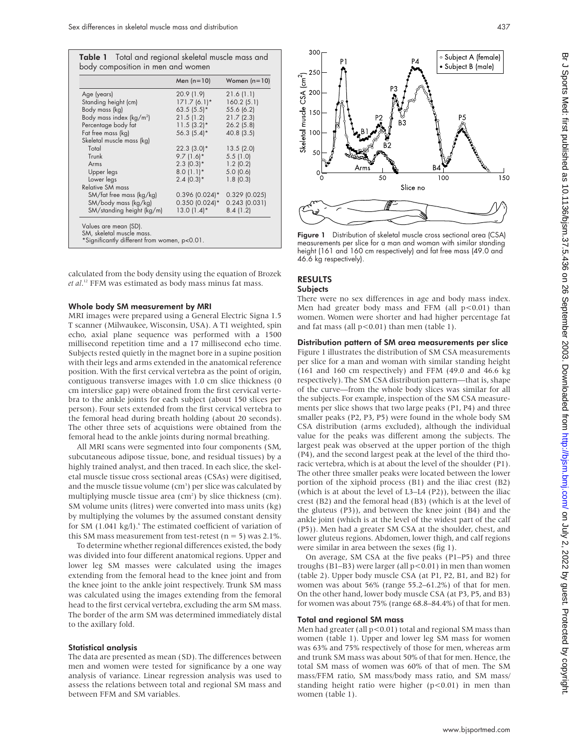**Table 1** Total and regional skeletal muscle mass and body composition in men and women

| | Men (n=10) | Women (n=10) |
|---|---|---|
| Age (years) | 20.9 (1.9) | 21.6 (1.1) |
| Standing height (cm) | 171.7 (6.1)* | 160.2 (5.1) |
| Body mass (kg) | 63.5 (5.5)* | 55.6 (6.2) |
| Body mass index (kg/m$^2$) | 21.5 (1.2) | 21.7 (2.3) |
| Percentage body fat | 11.5 (3.2)* | 26.2 (5.8) |
| Fat free mass (kg) | 56.3 (5.4)* | 40.8 (3.5) |
| Skeletal muscle mass (kg) | | |
| Total | 22.3 (3.0)* | 13.5 (2.0) |
| Trunk | 9.7 (1.6)* | 5.5 (1.0) |
| Arms | 2.3 (0.3)* | 1.2 (0.2) |
| Upper legs | 8.0 (1.1)* | 5.0 (0.6) |
| Lower legs | 2.4 (0.3)* | 1.8 (0.3) |
| Relative SM mass | | |
| SM/fat free mass (kg/kg) | 0.396 (0.024)* | 0.329 (0.025) |
| SM/body mass (kg/kg) | 0.350 (0.024)* | 0.243 (0.031) |
| SM/standing height (kg/m) | 13.0 (1.4)* | 8.4 (1.2) |

Values are mean (SD).
SM, skeletal muscle mass.
*Significantly different from women, p<0.01.

calculated from the body density using the equation of Brozek *et al*.[12] FFM was estimated as body mass minus fat mass.

### Whole body SM measurement by MRI

MRI images were prepared using a General Electric Signa 1.5 T scanner (Milwaukee, Wisconsin, USA). A T1 weighted, spin echo, axial plane sequence was performed with a 1500 millisecond repetition time and a 17 millisecond echo time. Subjects rested quietly in the magnet bore in a supine position with their legs and arms extended in the anatomical reference position. With the first cervical vertebra as the point of origin, contiguous transverse images with 1.0 cm slice thickness (0 cm interslice gap) were obtained from the first cervical vertebra to the ankle joints for each subject (about 150 slices per person). Four sets extended from the first cervical vertebra to the femoral head during breath holding (about 20 seconds). The other three sets of acquistions were obtained from the femoral head to the ankle joints during normal breathing.

All MRI scans were segmented into four components (SM, subcutaneous adipose tissue, bone, and residual tissues) by a highly trained analyst, and then traced. In each slice, the skeletal muscle tissue cross sectional areas (CSAs) were digitised, and the muscle tissue volume (cm$^3$) per slice was calculated by multiplying muscle tissue area (cm$^2$) by slice thickness (cm). SM volume units (litres) were converted into mass units (kg) by multiplying the volumes by the assumed constant density for SM (1.041 kg/l).[6] The estimated coefficient of variation of this SM mass measurement from test-retest (n = 5) was 2.1%.

To determine whether regional differences existed, the body was divided into four different anatomical regions. Upper and lower leg SM masses were calculated using the images extending from the femoral head to the knee joint and from the knee joint to the ankle joint respectively. Trunk SM mass was calculated using the images extending from the femoral head to the first cervical vertebra, excluding the arm SM mass. The border of the arm SM was determined immediately distal to the axillary fold.

### Statistical analysis

The data are presented as mean (SD). The differences between men and women were tested for significance by a one way analysis of variance. Linear regression analysis was used to assess the relations between total and regional SM mass and between FFM and SM variables.

**Figure 1** Distribution of skeletal muscle cross sectional area (CSA) measurements per slice for a man and woman with similar standing height (161 and 160 cm respectively) and fat free mass (49.0 and 46.6 kg respectively).

## RESULTS

### Subjects

There were no sex differences in age and body mass index. Men had greater body mass and FFM (all p<0.01) than women. Women were shorter and had higher percentage fat and fat mass (all p<0.01) than men (table 1).

### Distribution pattern of SM area measurements per slice

Figure 1 illustrates the distribution of SM CSA measurements per slice for a man and woman with similar standing height (161 and 160 cm respectively) and FFM (49.0 and 46.6 kg respectively). The SM CSA distribution pattern—that is, shape of the curve—from the whole body slices was similar for all the subjects. For example, inspection of the SM CSA measurements per slice shows that two large peaks (P1, P4) and three smaller peaks (P2, P3, P5) were found in the whole body SM CSA distribution (arms excluded), although the individual value for the peaks was different among the subjects. The largest peak was observed at the upper portion of the thigh (P4), and the second largest peak at the level of the third thoracic vertebra, which is at about the level of the shoulder (P1). The other three smaller peaks were located between the lower portion of the xiphoid process (B1) and the iliac crest (B2) (which is at about the level of L3–L4 (P2)), between the iliac crest (B2) and the femoral head (B3) (which is at the level of the gluteus (P3)), and between the knee joint (B4) and the ankle joint (which is at the level of the widest part of the calf (P5)). Men had a greater SM CSA at the shoulder, chest, and lower gluteus regions. Abdomen, lower thigh, and calf regions were similar in area between the sexes (fig 1).

On average, SM CSA at the five peaks (P1–P5) and three troughs (B1–B3) were larger (all p<0.01) in men than women (table 2). Upper body muscle CSA (at P1, P2, B1, and B2) for women was about 56% (range 55.2–61.2%) of that for men. On the other hand, lower body muscle CSA (at P3, P5, and B3) for women was about 75% (range 68.8–84.4%) of that for men.

### Total and regional SM mass

Men had greater (all p<0.01) total and regional SM mass than women (table 1). Upper and lower leg SM mass for women was 63% and 75% respectively of those for men, whereas arm and trunk SM mass was about 50% of that for men. Hence, the total SM mass of women was 60% of that of men. The SM mass/FFM ratio, SM mass/body mass ratio, and SM mass/standing height ratio were higher (p<0.01) in men than women (table 1).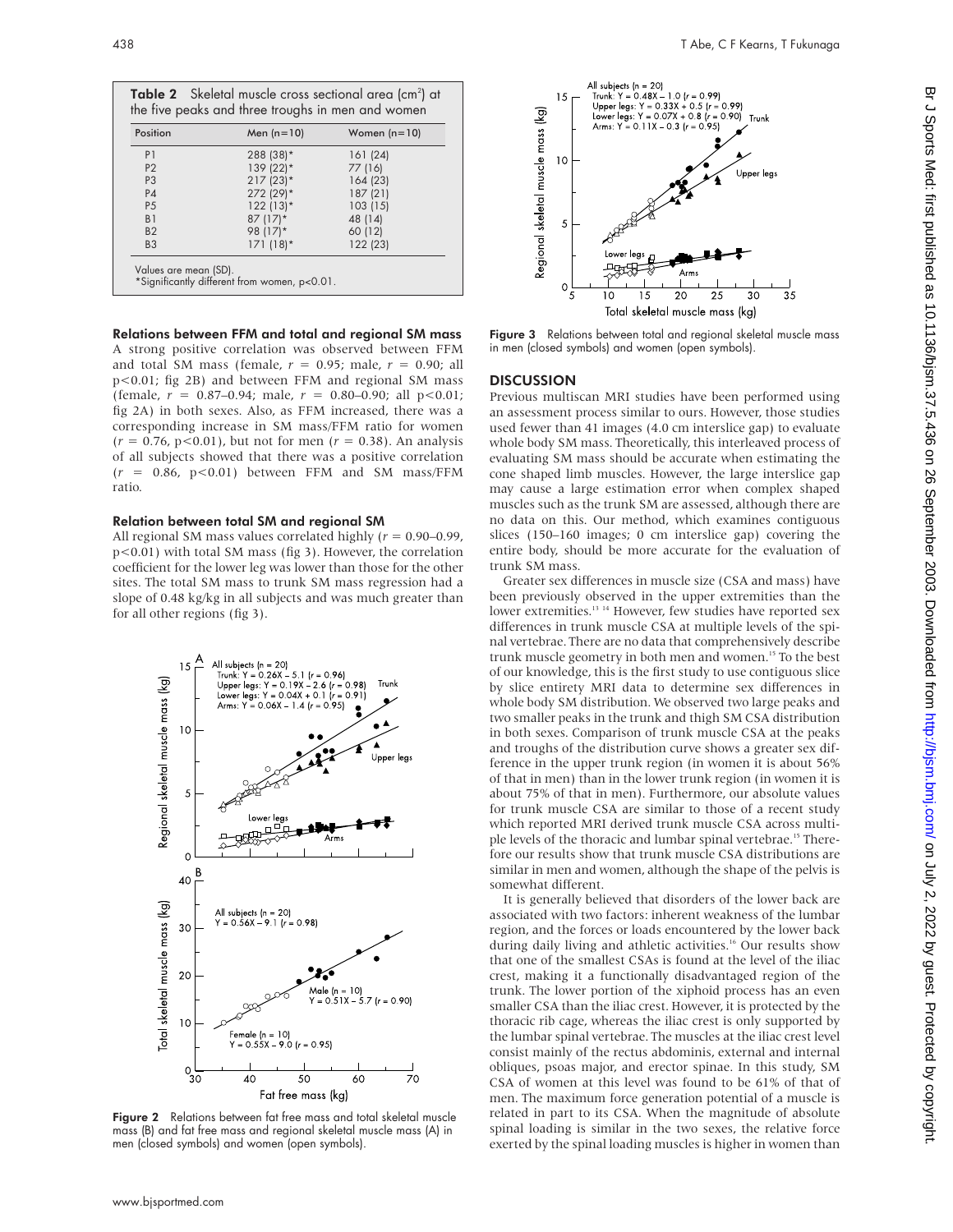**Table 2** Skeletal muscle cross sectional area ($cm^2$) at the five peaks and three troughs in men and women

| Position | Men (n=10) | Women (n=10) |
|---|---|---|
| P1 | 288 (38)* | 161 (24) |
| P2 | 139 (22)* | 77 (16) |
| P3 | 217 (23)* | 164 (23) |
| P4 | 272 (29)* | 187 (21) |
| P5 | 122 (13)* | 103 (15) |
| B1 | 87 (17)* | 48 (14) |
| B2 | 98 (17)* | 60 (12) |
| B3 | 171 (18)* | 122 (23) |

Values are mean (SD).
*Significantly different from women, p<0.01.

### Relations between FFM and total and regional SM mass

A strong positive correlation was observed between FFM and total SM mass (female, $r = 0.95$; male, $r = 0.90$; all $p<0.01$; fig 2B) and between FFM and regional SM mass (female, $r = 0.87$–$0.94$; male, $r = 0.80$–$0.90$; all $p<0.01$; fig 2A) in both sexes. Also, as FFM increased, there was a corresponding increase in SM mass/FFM ratio for women ($r = 0.76$, $p<0.01$), but not for men ($r = 0.38$). An analysis of all subjects showed that there was a positive correlation ($r = 0.86$, $p<0.01$) between FFM and SM mass/FFM ratio.

### Relation between total SM and regional SM

All regional SM mass values correlated highly ($r = 0.90$–$0.99$, $p<0.01$) with total SM mass (fig 3). However, the correlation coefficient for the lower leg was lower than those for the other sites. The total SM mass to trunk SM mass regression had a slope of 0.48 kg/kg in all subjects and was much greater than for all other regions (fig 3).

**Figure 2** Relations between fat free mass and total skeletal muscle mass (B) and fat free mass and regional skeletal muscle mass (A) in men (closed symbols) and women (open symbols).

**Figure 3** Relations between total and regional skeletal muscle mass in men (closed symbols) and women (open symbols).

## DISCUSSION

Previous multiscan MRI studies have been performed using an assessment process similar to ours. However, those studies used fewer than 41 images (4.0 cm interslice gap) to evaluate whole body SM mass. Theoretically, this interleaved process of evaluating SM mass should be accurate when estimating the cone shaped limb muscles. However, the large interslice gap may cause a large estimation error when complex shaped muscles such as the trunk SM are assessed, although there are no data on this. Our method, which examines contiguous slices (150–160 images; 0 cm interslice gap) covering the entire body, should be more accurate for the evaluation of trunk SM mass.

Greater sex differences in muscle size (CSA and mass) have been previously observed in the upper extremities than the lower extremities.[13,14] However, few studies have reported sex differences in trunk muscle CSA at multiple levels of the spinal vertebrae. There are no data that comprehensively describe trunk muscle geometry in both men and women.[15] To the best of our knowledge, this is the first study to use contiguous slice by slice entirety MRI data to determine sex differences in whole body SM distribution. We observed two large peaks and two smaller peaks in the trunk and thigh SM CSA distribution in both sexes. Comparison of trunk muscle CSA at the peaks and troughs of the distribution curve shows a greater sex difference in the upper trunk region (in women it is about 56% of that in men) than in the lower trunk region (in women it is about 75% of that in men). Furthermore, our absolute values for trunk muscle CSA are similar to those of a recent study which reported MRI derived trunk muscle CSA across multiple levels of the thoracic and lumbar spinal vertebrae.[15] Therefore our results show that trunk muscle CSA distributions are similar in men and women, although the shape of the pelvis is somewhat different.

It is generally believed that disorders of the lower back are associated with two factors: inherent weakness of the lumbar region, and the forces or loads encountered by the lower back during daily living and athletic activities.[16] Our results show that one of the smallest CSAs is found at the level of the iliac crest, making it a functionally disadvantaged region of the trunk. The lower portion of the xiphoid process has an even smaller CSA than the iliac crest. However, it is protected by the thoracic rib cage, whereas the iliac crest is only supported by the lumbar spinal vertebrae. The muscles at the iliac crest level consist mainly of the rectus abdominis, external and internal obliques, psoas major, and erector spinae. In this study, SM CSA of women at this level was found to be 61% of that of men. The maximum force generation potential of a muscle is related in part to its CSA. When the magnitude of absolute spinal loading is similar in the two sexes, the relative force exerted by the spinal loading muscles is higher in women than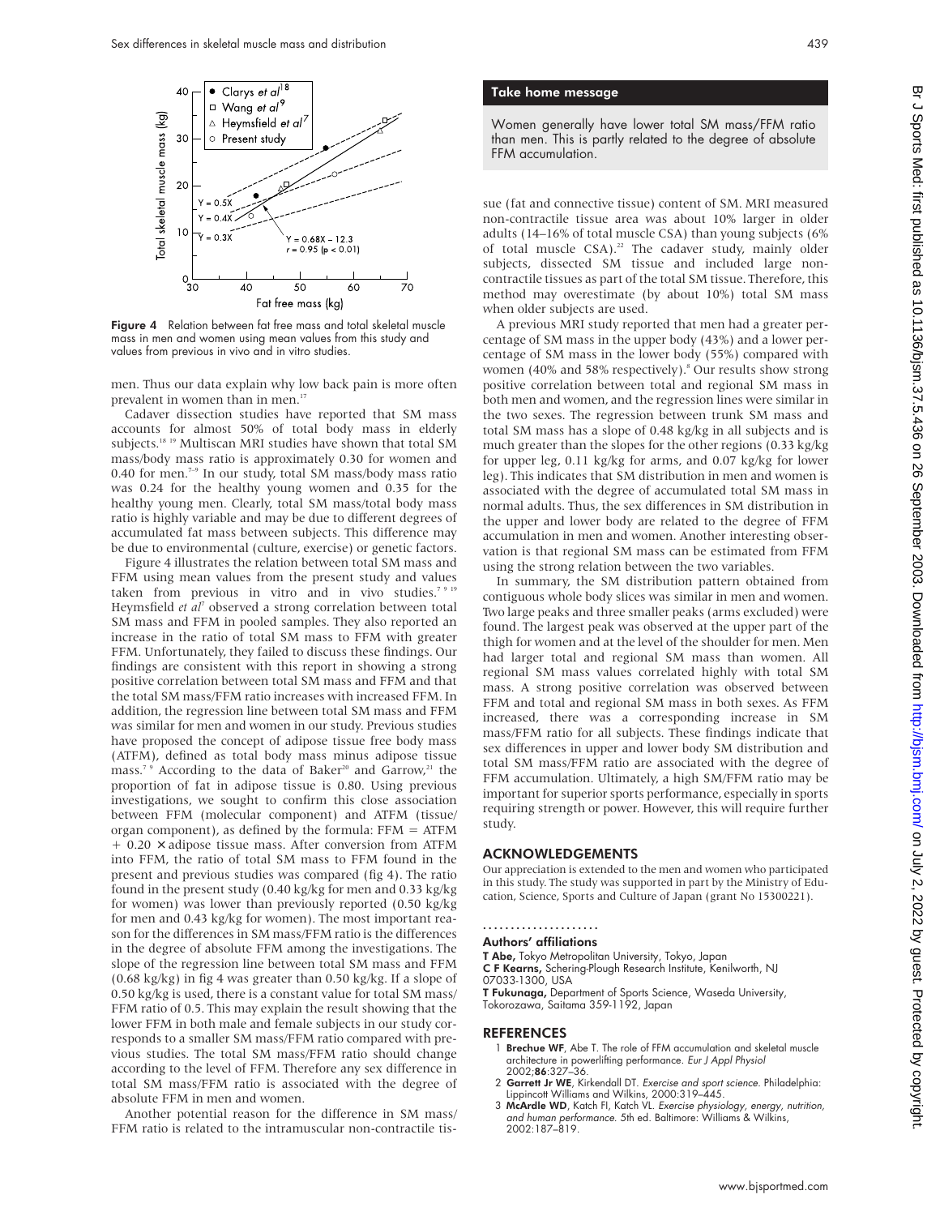Figure 4 Relation between fat free mass and total skeletal muscle mass in men and women using mean values from this study and values from previous in vivo and in vitro studies.

men. Thus our data explain why low back pain is more often prevalent in women than in men.[17]

Cadaver dissection studies have reported that SM mass accounts for almost 50% of total body mass in elderly subjects.[18 19] Multiscan MRI studies have shown that total SM mass/body mass ratio is approximately 0.30 for women and 0.40 for men.[7–9] In our study, total SM mass/body mass ratio was 0.24 for the healthy young women and 0.35 for the healthy young men. Clearly, total SM mass/total body mass ratio is highly variable and may be due to different degrees of accumulated fat mass between subjects. This difference may be due to environmental (culture, exercise) or genetic factors.

Figure 4 illustrates the relation between total SM mass and FFM using mean values from the present study and values taken from previous in vitro and in vivo studies.[7 9 19] Heymsfield *et al*[7] observed a strong correlation between total SM mass and FFM in pooled samples. They also reported an increase in the ratio of total SM mass to FFM with greater FFM. Unfortunately, they failed to discuss these findings. Our findings are consistent with this report in showing a strong positive correlation between total SM mass and FFM and that the total SM mass/FFM ratio increases with increased FFM. In addition, the regression line between total SM mass and FFM was similar for men and women in our study. Previous studies have proposed the concept of adipose tissue free body mass (ATFM), defined as total body mass minus adipose tissue mass.[7 9] According to the data of Baker[20] and Garrow,[21] the proportion of fat in adipose tissue is 0.80. Using previous investigations, we sought to confirm this close association between FFM (molecular component) and ATFM (tissue/organ component), as defined by the formula: FFM = ATFM + 0.20 × adipose tissue mass. After conversion from ATFM into FFM, the ratio of total SM mass to FFM found in the present and previous studies was compared (fig 4). The ratio found in the present study (0.40 kg/kg for men and 0.33 kg/kg for women) was lower than previously reported (0.50 kg/kg for men and 0.43 kg/kg for women). The most important reason for the differences in SM mass/FFM ratio is the differences in the degree of absolute FFM among the investigations. The slope of the regression line between total SM mass and FFM (0.68 kg/kg) in fig 4 was greater than 0.50 kg/kg. If a slope of 0.50 kg/kg is used, there is a constant value for total SM mass/FFM ratio of 0.5. This may explain the result showing that the lower FFM in both male and female subjects in our study corresponds to a smaller SM mass/FFM ratio compared with previous studies. The total SM mass/FFM ratio should change according to the level of FFM. Therefore any sex difference in total SM mass/FFM ratio is associated with the degree of absolute FFM in men and women.

Another potential reason for the difference in SM mass/FFM ratio is related to the intramuscular non-contractile tissue (fat and connective tissue) content of SM. MRI measured non-contractile tissue area was about 10% larger in older adults (14–16% of total muscle CSA) than young subjects (6% of total muscle CSA).[22] The cadaver study, mainly older subjects, dissected SM tissue and included large non-contractile tissues as part of the total SM tissue. Therefore, this method may overestimate (by about 10%) total SM mass when older subjects are used.

A previous MRI study reported that men had a greater percentage of SM mass in the upper body (43%) and a lower percentage of SM mass in the lower body (55%) compared with women (40% and 58% respectively).[8] Our results show strong positive correlation between total and regional SM mass in both men and women, and the regression lines were similar in the two sexes. The regression between trunk SM mass and total SM mass has a slope of 0.48 kg/kg in all subjects and is much greater than the slopes for the other regions (0.33 kg/kg for upper leg, 0.11 kg/kg for arms, and 0.07 kg/kg for lower leg). This indicates that SM distribution in men and women is associated with the degree of accumulated total SM mass in normal adults. Thus, the sex differences in SM distribution in the upper and lower body are related to the degree of FFM accumulation in men and women. Another interesting observation is that regional SM mass can be estimated from FFM using the strong relation between the two variables.

In summary, the SM distribution pattern obtained from contiguous whole body slices was similar in men and women. Two large peaks and three smaller peaks (arms excluded) were found. The largest peak was observed at the upper part of the thigh for women and at the level of the shoulder for men. Men had larger total and regional SM mass than women. All regional SM mass values correlated highly with total SM mass. A strong positive correlation was observed between FFM and total and regional SM mass in both sexes. As FFM increased, there was a corresponding increase in SM mass/FFM ratio for all subjects. These findings indicate that sex differences in upper and lower body SM distribution and total SM mass/FFM ratio are associated with the degree of FFM accumulation. Ultimately, a high SM/FFM ratio may be important for superior sports performance, especially in sports requiring strength or power. However, this will require further study.

**Take home message**

Women generally have lower total SM mass/FFM ratio than men. This is partly related to the degree of absolute FFM accumulation.

## ACKNOWLEDGEMENTS

Our appreciation is extended to the men and women who participated in this study. The study was supported in part by the Ministry of Education, Science, Sports and Culture of Japan (grant No 15300221).

### Authors' affiliations

**T Abe,** Tokyo Metropolitan University, Tokyo, Japan
**C F Kearns,** Schering-Plough Research Institute, Kenilworth, NJ 07033-1300, USA
**T Fukunaga,** Department of Sports Science, Waseda University, Tokorozawa, Saitama 359-1192, Japan

## REFERENCES

1. **Brechue WF**, Abe T. The role of FFM accumulation and skeletal muscle architecture in powerlifting performance. *Eur J Appl Physiol* 2002;**86**:327–36.
2. **Garrett Jr WE**, Kirkendall DT. *Exercise and sport science*. Philadelphia: Lippincott Williams and Wilkins, 2000:319–445.
3. **McArdle WD**, Katch FI, Katch VL. *Exercise physiology, energy, nutrition, and human performance*. 5th ed. Baltimore: Williams & Wilkins, 2002:187–819.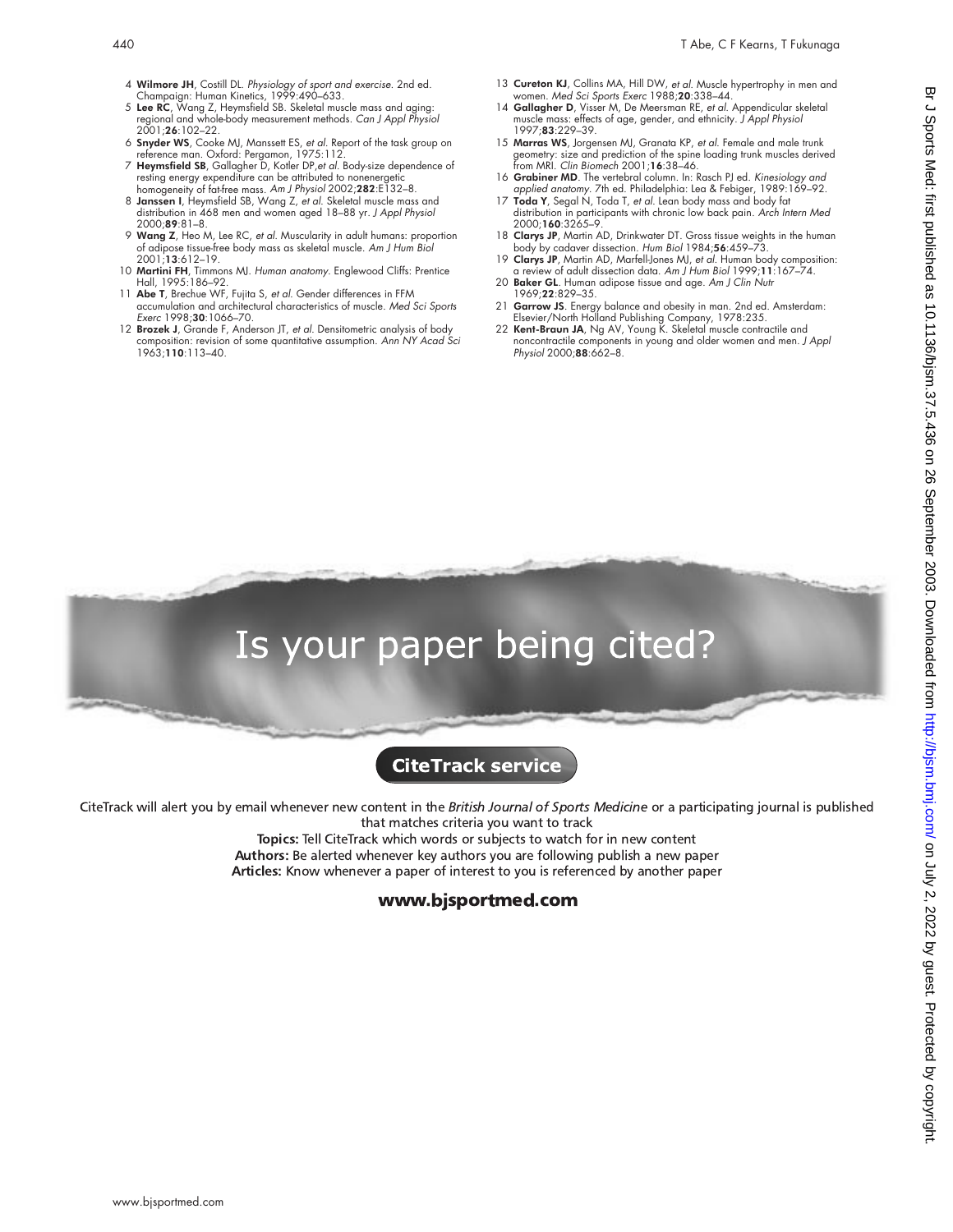4 **Wilmore JH**, Costill DL. *Physiology of sport and exercise*. 2nd ed. Champaign: Human Kinetics, 1999:490–633.
5 **Lee RC**, Wang Z, Heymsfield SB. Skeletal muscle mass and aging: regional and whole-body measurement methods. *Can J Appl Physiol* 2001;**26**:102–22.
6 **Snyder WS**, Cooke MJ, Manssett ES, *et al*. Report of the task group on reference man. Oxford: Pergamon, 1975:112.
7 **Heymsfield SB**, Gallagher D, Kotler DP,*et al*. Body-size dependence of resting energy expenditure can be attributed to nonenergetic homogeneity of fat-free mass. *Am J Physiol* 2002;**282**:E132–8.
8 **Janssen I**, Heymsfield SB, Wang Z, *et al*. Skeletal muscle mass and distribution in 468 men and women aged 18–88 yr. *J Appl Physiol* 2000;**89**:81–8.
9 **Wang Z**, Heo M, Lee RC, *et al*. Muscularity in adult humans: proportion of adipose tissue-free body mass as skeletal muscle. *Am J Hum Biol* 2001;**13**:612–19.
10 **Martini FH**, Timmons MJ. *Human anatomy*. Englewood Cliffs: Prentice Hall, 1995:186–92.
11 **Abe T**, Brechue WF, Fujita S, *et al*. Gender differences in FFM accumulation and architectural characteristics of muscle. *Med Sci Sports Exerc* 1998;**30**:1066–70.
12 **Brozek J**, Grande F, Anderson JT, *et al*. Densitometric analysis of body composition: revision of some quantitative assumption. *Ann NY Acad Sci* 1963;**110**:113–40.
13 **Cureton KJ**, Collins MA, Hill DW, *et al*. Muscle hypertrophy in men and women. *Med Sci Sports Exerc* 1988;**20**:338–44.
14 **Gallagher D**, Visser M, De Meersman RE, *et al*. Appendicular skeletal muscle mass: effects of age, gender, and ethnicity. *J Appl Physiol* 1997;**83**:229–39.
15 **Marras WS**, Jorgensen MJ, Granata KP, *et al*. Female and male trunk geometry: size and prediction of the spine loading trunk muscles derived from MRI. *Clin Biomech* 2001;**16**:38–46.
16 **Grabiner MD**. The vertebral column. In: Rasch PJ ed. *Kinesiology and applied anatomy*. 7th ed. Philadelphia: Lea & Febiger, 1989:169–92.
17 **Toda Y**, Segal N, Toda T, *et al*. Lean body mass and body fat distribution in participants with chronic low back pain. *Arch Intern Med* 2000;**160**:3265–9.
18 **Clarys JP**, Martin AD, Drinkwater DT. Gross tissue weights in the human body by cadaver dissection. *Hum Biol* 1984;**56**:459–73.
19 **Clarys JP**, Martin AD, Marfell-Jones MJ, *et al*. Human body composition: a review of adult dissection data. *Am J Hum Biol* 1999;**11**:167–74.
20 **Baker GL**. Human adipose tissue and age. *Am J Clin Nutr* 1969;**22**:829–35.
21 **Garrow JS**. Energy balance and obesity in man. 2nd ed. Amsterdam: Elsevier/North Holland Publishing Company, 1978:235.
22 **Kent-Braun JA**, Ng AV, Young K. Skeletal muscle contractile and noncontractile components in young and older women and men. *J Appl Physiol* 2000;**88**:662–8.

# Is your paper being cited?

**CiteTrack service**

CiteTrack will alert you by email whenever new content in the *British Journal of Sports Medicine* or a participating journal is published that matches criteria you want to track

**Topics:** Tell CiteTrack which words or subjects to watch for in new content
**Authors:** Be alerted whenever key authors you are following publish a new paper
**Articles:** Know whenever a paper of interest to you is referenced by another paper

**www.bjsportmed.com**